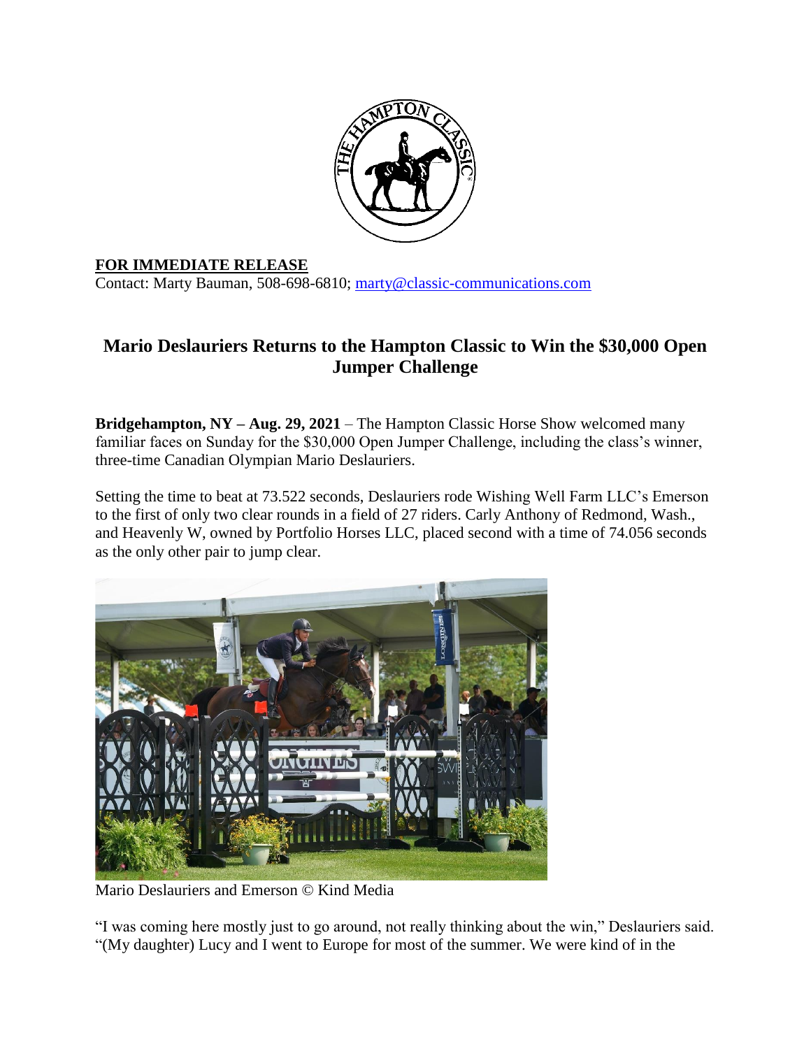**FOR IMMEDIATE RELEASE**
Contact: Marty Bauman, 508-698-6810; marty@classic-communications.com

## Mario Deslauriers Returns to the Hampton Classic to Win the $30,000 Open Jumper Challenge

**Bridgehampton, NY – Aug. 29, 2021** – The Hampton Classic Horse Show welcomed many familiar faces on Sunday for the $30,000 Open Jumper Challenge, including the class's winner, three-time Canadian Olympian Mario Deslauriers.

Setting the time to beat at 73.522 seconds, Deslauriers rode Wishing Well Farm LLC's Emerson to the first of only two clear rounds in a field of 27 riders. Carly Anthony of Redmond, Wash., and Heavenly W, owned by Portfolio Horses LLC, placed second with a time of 74.056 seconds as the only other pair to jump clear.

Mario Deslauriers and Emerson © Kind Media

"I was coming here mostly just to go around, not really thinking about the win," Deslauriers said. "(My daughter) Lucy and I went to Europe for most of the summer. We were kind of in the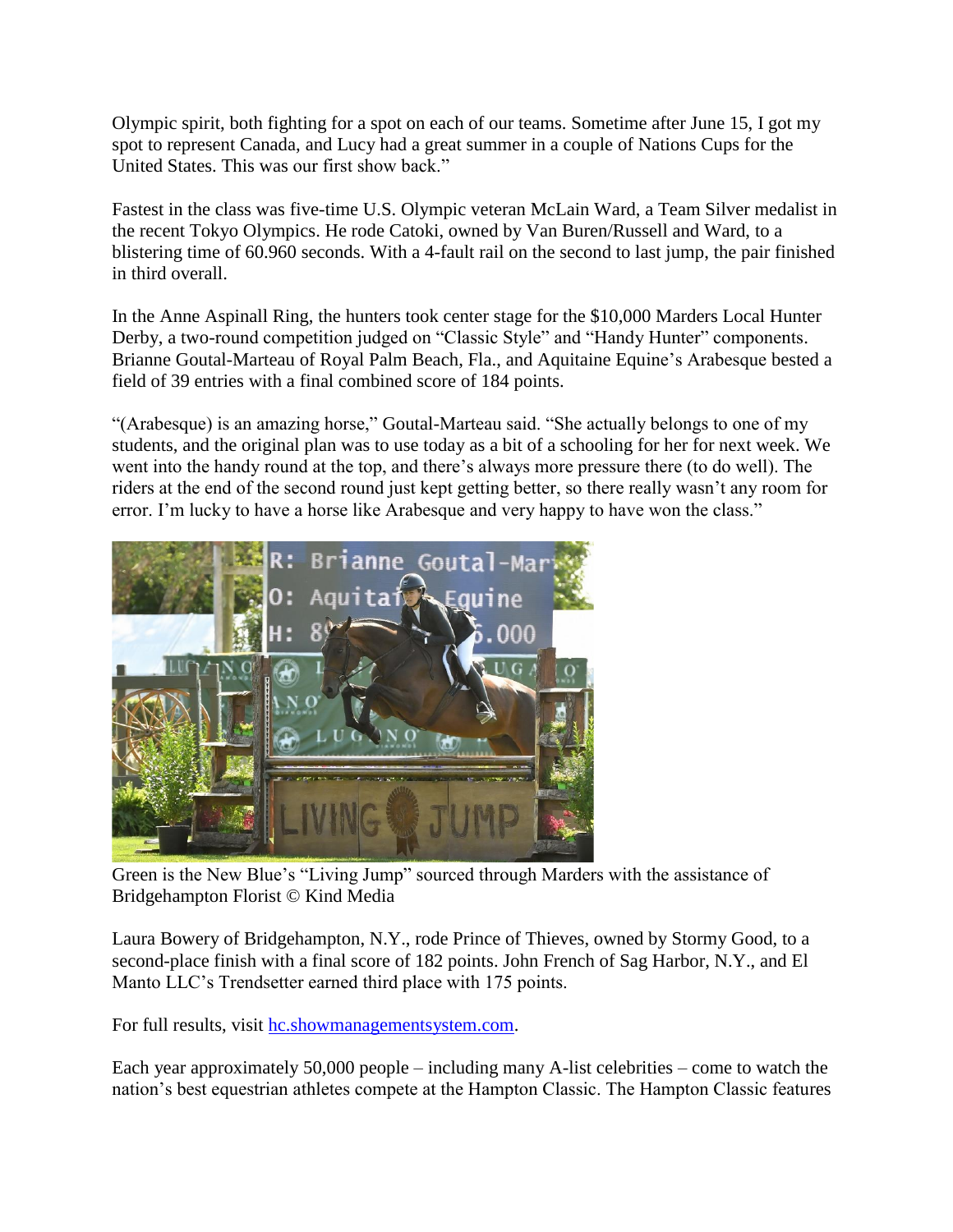Olympic spirit, both fighting for a spot on each of our teams. Sometime after June 15, I got my spot to represent Canada, and Lucy had a great summer in a couple of Nations Cups for the United States. This was our first show back."

Fastest in the class was five-time U.S. Olympic veteran McLain Ward, a Team Silver medalist in the recent Tokyo Olympics. He rode Catoki, owned by Van Buren/Russell and Ward, to a blistering time of 60.960 seconds. With a 4-fault rail on the second to last jump, the pair finished in third overall.

In the Anne Aspinall Ring, the hunters took center stage for the $10,000 Marders Local Hunter Derby, a two-round competition judged on "Classic Style" and "Handy Hunter" components. Brianne Goutal-Marteau of Royal Palm Beach, Fla., and Aquitaine Equine's Arabesque bested a field of 39 entries with a final combined score of 184 points.

"(Arabesque) is an amazing horse," Goutal-Marteau said. "She actually belongs to one of my students, and the original plan was to use today as a bit of a schooling for her for next week. We went into the handy round at the top, and there's always more pressure there (to do well). The riders at the end of the second round just kept getting better, so there really wasn't any room for error. I'm lucky to have a horse like Arabesque and very happy to have won the class."

Green is the New Blue's "Living Jump" sourced through Marders with the assistance of Bridgehampton Florist © Kind Media

Laura Bowery of Bridgehampton, N.Y., rode Prince of Thieves, owned by Stormy Good, to a second-place finish with a final score of 182 points. John French of Sag Harbor, N.Y., and El Manto LLC's Trendsetter earned third place with 175 points.

For full results, visit [hc.showmanagementsystem.com](hc.showmanagementsystem.com).

Each year approximately 50,000 people – including many A-list celebrities – come to watch the nation's best equestrian athletes compete at the Hampton Classic. The Hampton Classic features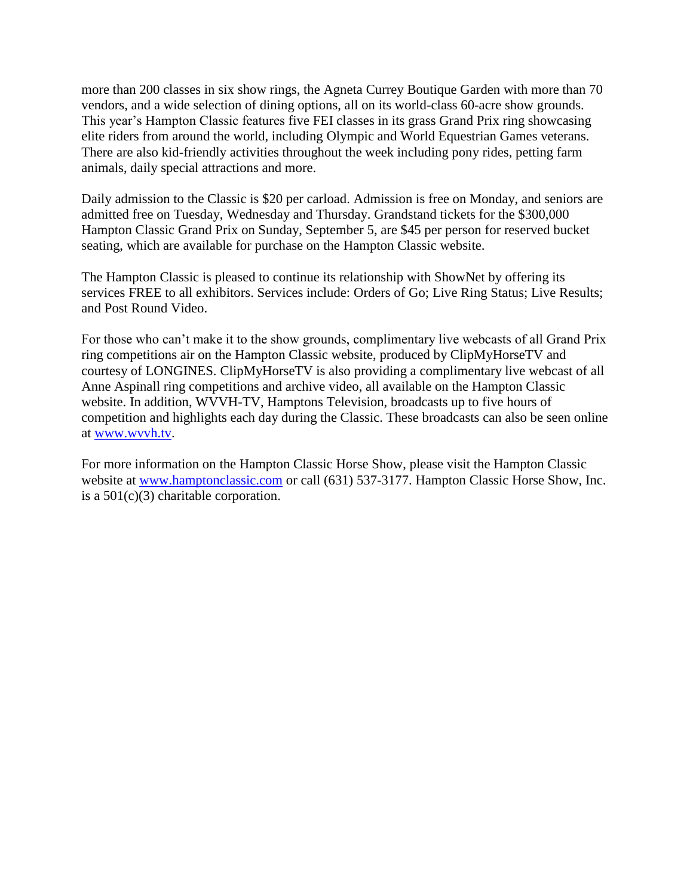more than 200 classes in six show rings, the Agneta Currey Boutique Garden with more than 70 vendors, and a wide selection of dining options, all on its world-class 60-acre show grounds. This year's Hampton Classic features five FEI classes in its grass Grand Prix ring showcasing elite riders from around the world, including Olympic and World Equestrian Games veterans. There are also kid-friendly activities throughout the week including pony rides, petting farm animals, daily special attractions and more.

Daily admission to the Classic is $20 per carload. Admission is free on Monday, and seniors are admitted free on Tuesday, Wednesday and Thursday. Grandstand tickets for the $300,000 Hampton Classic Grand Prix on Sunday, September 5, are $45 per person for reserved bucket seating, which are available for purchase on the Hampton Classic website.

The Hampton Classic is pleased to continue its relationship with ShowNet by offering its services FREE to all exhibitors. Services include: Orders of Go; Live Ring Status; Live Results; and Post Round Video.

For those who can't make it to the show grounds, complimentary live webcasts of all Grand Prix ring competitions air on the Hampton Classic website, produced by ClipMyHorseTV and courtesy of LONGINES. ClipMyHorseTV is also providing a complimentary live webcast of all Anne Aspinall ring competitions and archive video, all available on the Hampton Classic website. In addition, WVVH-TV, Hamptons Television, broadcasts up to five hours of competition and highlights each day during the Classic. These broadcasts can also be seen online at [www.wvvh.tv](http://www.wvvh.tv).

For more information on the Hampton Classic Horse Show, please visit the Hampton Classic website at [www.hamptonclassic.com](http://www.hamptonclassic.com) or call (631) 537-3177. Hampton Classic Horse Show, Inc. is a 501(c)(3) charitable corporation.